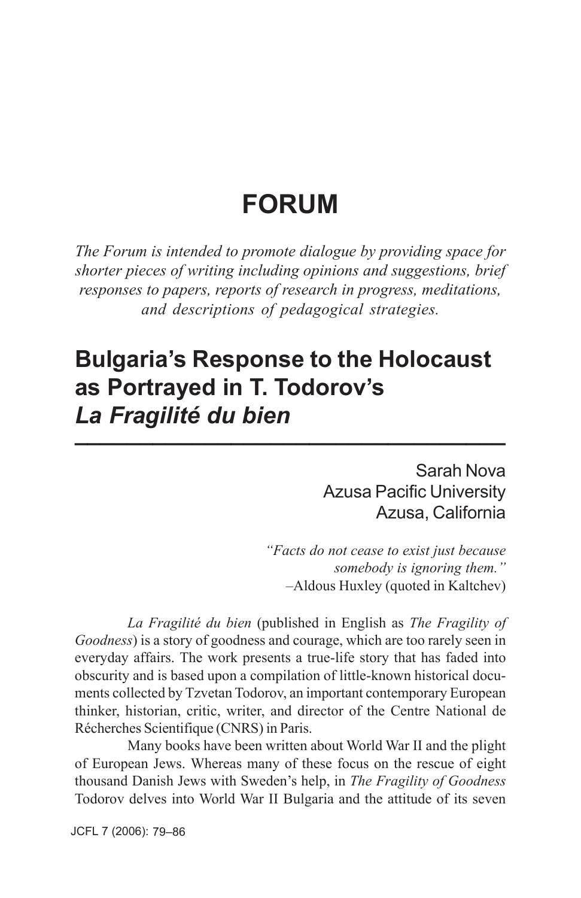# FORUM

*The Forum is intended to promote dialogue by providing space for shorter pieces of writing including opinions and suggestions, brief responses to papers, reports of research in progress, meditations, and descriptions of pedagogical strategies.*

## Bulgaria's Response to the Holocaust as Portrayed in T. Todorov's *La Fragilité du bien*

Sarah Nova
Azusa Pacific University
Azusa, California

> *"Facts do not cease to exist just because somebody is ignoring them."*
> –Aldous Huxley (quoted in Kaltchev)

*La Fragilité du bien* (published in English as *The Fragility of Goodness*) is a story of goodness and courage, which are too rarely seen in everyday affairs. The work presents a true-life story that has faded into obscurity and is based upon a compilation of little-known historical documents collected by Tzvetan Todorov, an important contemporary European thinker, historian, critic, writer, and director of the Centre National de Récherches Scientifique (CNRS) in Paris.

Many books have been written about World War II and the plight of European Jews. Whereas many of these focus on the rescue of eight thousand Danish Jews with Sweden's help, in *The Fragility of Goodness* Todorov delves into World War II Bulgaria and the attitude of its seven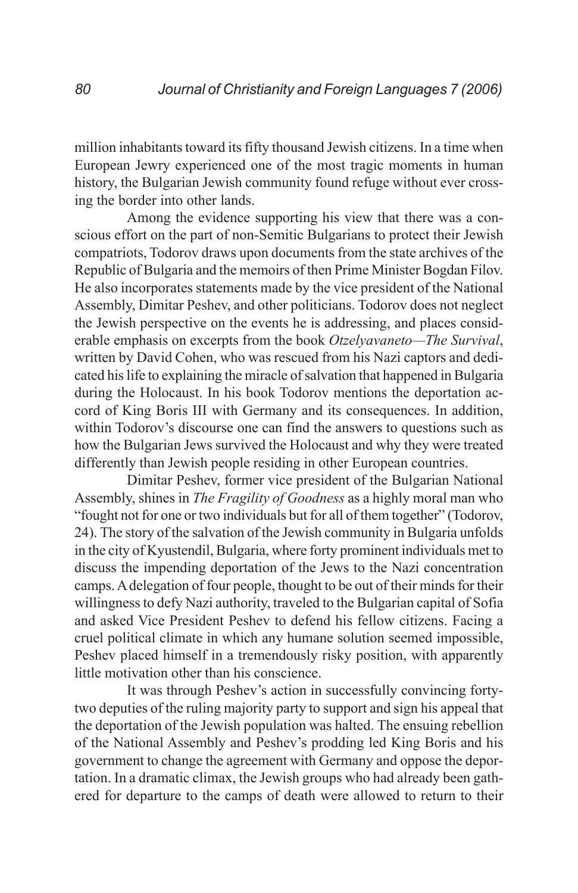million inhabitants toward its fifty thousand Jewish citizens. In a time when European Jewry experienced one of the most tragic moments in human history, the Bulgarian Jewish community found refuge without ever crossing the border into other lands.

Among the evidence supporting his view that there was a conscious effort on the part of non-Semitic Bulgarians to protect their Jewish compatriots, Todorov draws upon documents from the state archives of the Republic of Bulgaria and the memoirs of then Prime Minister Bogdan Filov. He also incorporates statements made by the vice president of the National Assembly, Dimitar Peshev, and other politicians. Todorov does not neglect the Jewish perspective on the events he is addressing, and places considerable emphasis on excerpts from the book *Otzelyavaneto—The Survival*, written by David Cohen, who was rescued from his Nazi captors and dedicated his life to explaining the miracle of salvation that happened in Bulgaria during the Holocaust. In his book Todorov mentions the deportation accord of King Boris III with Germany and its consequences. In addition, within Todorov's discourse one can find the answers to questions such as how the Bulgarian Jews survived the Holocaust and why they were treated differently than Jewish people residing in other European countries.

Dimitar Peshev, former vice president of the Bulgarian National Assembly, shines in *The Fragility of Goodness* as a highly moral man who "fought not for one or two individuals but for all of them together" (Todorov, 24). The story of the salvation of the Jewish community in Bulgaria unfolds in the city of Kyustendil, Bulgaria, where forty prominent individuals met to discuss the impending deportation of the Jews to the Nazi concentration camps. A delegation of four people, thought to be out of their minds for their willingness to defy Nazi authority, traveled to the Bulgarian capital of Sofia and asked Vice President Peshev to defend his fellow citizens. Facing a cruel political climate in which any humane solution seemed impossible, Peshev placed himself in a tremendously risky position, with apparently little motivation other than his conscience.

It was through Peshev's action in successfully convincing forty-two deputies of the ruling majority party to support and sign his appeal that the deportation of the Jewish population was halted. The ensuing rebellion of the National Assembly and Peshev's prodding led King Boris and his government to change the agreement with Germany and oppose the deportation. In a dramatic climax, the Jewish groups who had already been gathered for departure to the camps of death were allowed to return to their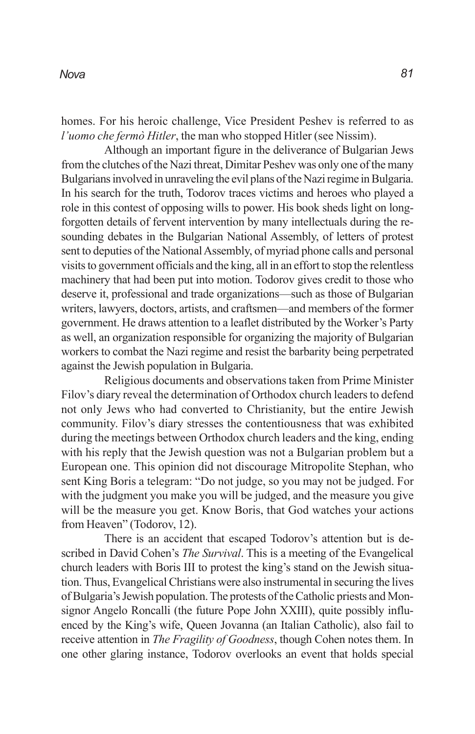homes. For his heroic challenge, Vice President Peshev is referred to as *l'uomo che fermò Hitler*, the man who stopped Hitler (see Nissim).

Although an important figure in the deliverance of Bulgarian Jews from the clutches of the Nazi threat, Dimitar Peshev was only one of the many Bulgarians involved in unraveling the evil plans of the Nazi regime in Bulgaria. In his search for the truth, Todorov traces victims and heroes who played a role in this contest of opposing wills to power. His book sheds light on long-forgotten details of fervent intervention by many intellectuals during the resounding debates in the Bulgarian National Assembly, of letters of protest sent to deputies of the National Assembly, of myriad phone calls and personal visits to government officials and the king, all in an effort to stop the relentless machinery that had been put into motion. Todorov gives credit to those who deserve it, professional and trade organizations—such as those of Bulgarian writers, lawyers, doctors, artists, and craftsmen—and members of the former government. He draws attention to a leaflet distributed by the Worker's Party as well, an organization responsible for organizing the majority of Bulgarian workers to combat the Nazi regime and resist the barbarity being perpetrated against the Jewish population in Bulgaria.

Religious documents and observations taken from Prime Minister Filov's diary reveal the determination of Orthodox church leaders to defend not only Jews who had converted to Christianity, but the entire Jewish community. Filov's diary stresses the contentiousness that was exhibited during the meetings between Orthodox church leaders and the king, ending with his reply that the Jewish question was not a Bulgarian problem but a European one. This opinion did not discourage Mitropolite Stephan, who sent King Boris a telegram: "Do not judge, so you may not be judged. For with the judgment you make you will be judged, and the measure you give will be the measure you get. Know Boris, that God watches your actions from Heaven" (Todorov, 12).

There is an accident that escaped Todorov's attention but is described in David Cohen's *The Survival*. This is a meeting of the Evangelical church leaders with Boris III to protest the king's stand on the Jewish situation. Thus, Evangelical Christians were also instrumental in securing the lives of Bulgaria's Jewish population. The protests of the Catholic priests and Monsignor Angelo Roncalli (the future Pope John XXIII), quite possibly influenced by the King's wife, Queen Jovanna (an Italian Catholic), also fail to receive attention in *The Fragility of Goodness*, though Cohen notes them. In one other glaring instance, Todorov overlooks an event that holds special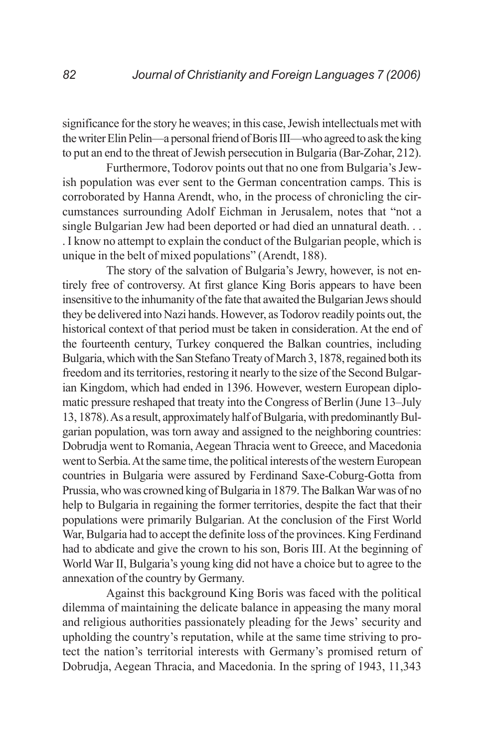significance for the story he weaves; in this case, Jewish intellectuals met with the writer Elin Pelin—a personal friend of Boris III—who agreed to ask the king to put an end to the threat of Jewish persecution in Bulgaria (Bar-Zohar, 212).

Furthermore, Todorov points out that no one from Bulgaria's Jewish population was ever sent to the German concentration camps. This is corroborated by Hanna Arendt, who, in the process of chronicling the circumstances surrounding Adolf Eichman in Jerusalem, notes that "not a single Bulgarian Jew had been deported or had died an unnatural death. . . . I know no attempt to explain the conduct of the Bulgarian people, which is unique in the belt of mixed populations" (Arendt, 188).

The story of the salvation of Bulgaria's Jewry, however, is not entirely free of controversy. At first glance King Boris appears to have been insensitive to the inhumanity of the fate that awaited the Bulgarian Jews should they be delivered into Nazi hands. However, as Todorov readily points out, the historical context of that period must be taken in consideration. At the end of the fourteenth century, Turkey conquered the Balkan countries, including Bulgaria, which with the San Stefano Treaty of March 3, 1878, regained both its freedom and its territories, restoring it nearly to the size of the Second Bulgarian Kingdom, which had ended in 1396. However, western European diplomatic pressure reshaped that treaty into the Congress of Berlin (June 13–July 13, 1878). As a result, approximately half of Bulgaria, with predominantly Bulgarian population, was torn away and assigned to the neighboring countries: Dobrudja went to Romania, Aegean Thracia went to Greece, and Macedonia went to Serbia. At the same time, the political interests of the western European countries in Bulgaria were assured by Ferdinand Saxe-Coburg-Gotta from Prussia, who was crowned king of Bulgaria in 1879. The Balkan War was of no help to Bulgaria in regaining the former territories, despite the fact that their populations were primarily Bulgarian. At the conclusion of the First World War, Bulgaria had to accept the definite loss of the provinces. King Ferdinand had to abdicate and give the crown to his son, Boris III. At the beginning of World War II, Bulgaria's young king did not have a choice but to agree to the annexation of the country by Germany.

Against this background King Boris was faced with the political dilemma of maintaining the delicate balance in appeasing the many moral and religious authorities passionately pleading for the Jews' security and upholding the country's reputation, while at the same time striving to protect the nation's territorial interests with Germany's promised return of Dobrudja, Aegean Thracia, and Macedonia. In the spring of 1943, 11,343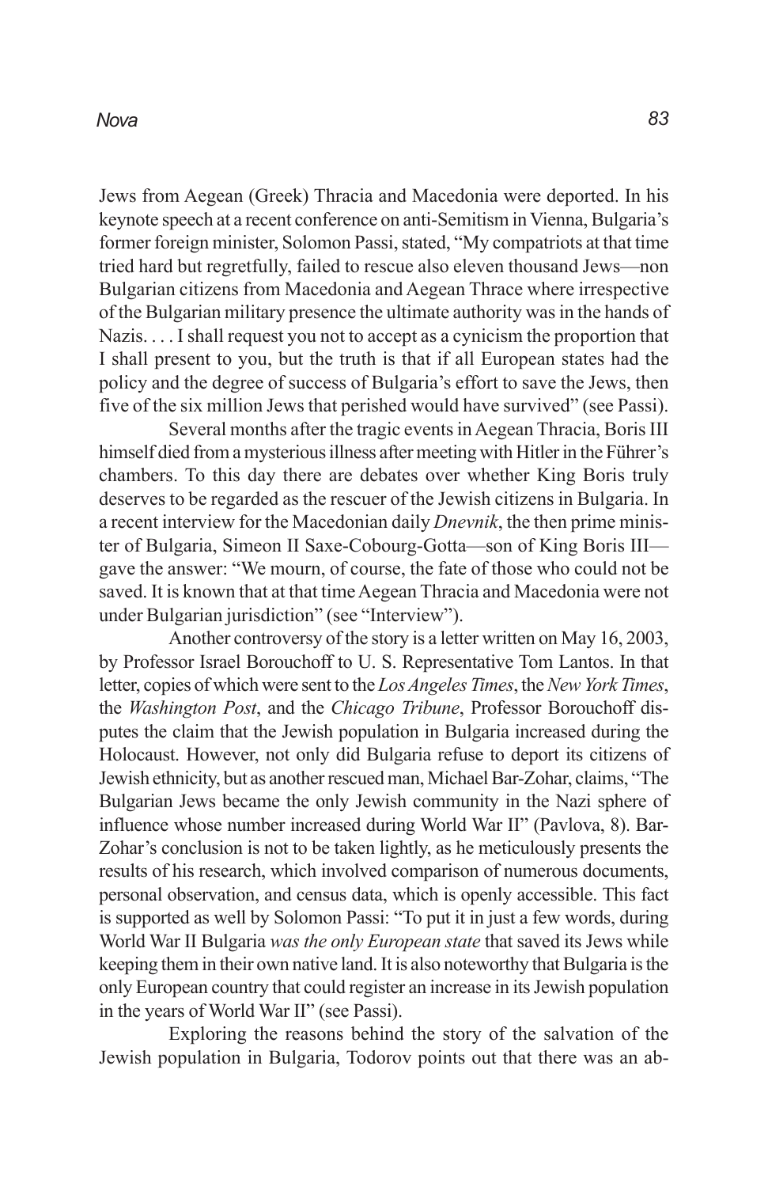Jews from Aegean (Greek) Thracia and Macedonia were deported. In his keynote speech at a recent conference on anti-Semitism in Vienna, Bulgaria's former foreign minister, Solomon Passi, stated, "My compatriots at that time tried hard but regretfully, failed to rescue also eleven thousand Jews—non Bulgarian citizens from Macedonia and Aegean Thrace where irrespective of the Bulgarian military presence the ultimate authority was in the hands of Nazis. . . . I shall request you not to accept as a cynicism the proportion that I shall present to you, but the truth is that if all European states had the policy and the degree of success of Bulgaria's effort to save the Jews, then five of the six million Jews that perished would have survived" (see Passi).

Several months after the tragic events in Aegean Thracia, Boris III himself died from a mysterious illness after meeting with Hitler in the Führer's chambers. To this day there are debates over whether King Boris truly deserves to be regarded as the rescuer of the Jewish citizens in Bulgaria. In a recent interview for the Macedonian daily *Dnevnik*, the then prime minister of Bulgaria, Simeon II Saxe-Cobourg-Gotta—son of King Boris III—gave the answer: "We mourn, of course, the fate of those who could not be saved. It is known that at that time Aegean Thracia and Macedonia were not under Bulgarian jurisdiction" (see "Interview").

Another controversy of the story is a letter written on May 16, 2003, by Professor Israel Borouchoff to U. S. Representative Tom Lantos. In that letter, copies of which were sent to the *Los Angeles Times*, the *New York Times*, the *Washington Post*, and the *Chicago Tribune*, Professor Borouchoff disputes the claim that the Jewish population in Bulgaria increased during the Holocaust. However, not only did Bulgaria refuse to deport its citizens of Jewish ethnicity, but as another rescued man, Michael Bar-Zohar, claims, "The Bulgarian Jews became the only Jewish community in the Nazi sphere of influence whose number increased during World War II" (Pavlova, 8). Bar-Zohar's conclusion is not to be taken lightly, as he meticulously presents the results of his research, which involved comparison of numerous documents, personal observation, and census data, which is openly accessible. This fact is supported as well by Solomon Passi: "To put it in just a few words, during World War II Bulgaria *was the only European state* that saved its Jews while keeping them in their own native land. It is also noteworthy that Bulgaria is the only European country that could register an increase in its Jewish population in the years of World War II" (see Passi).

Exploring the reasons behind the story of the salvation of the Jewish population in Bulgaria, Todorov points out that there was an ab-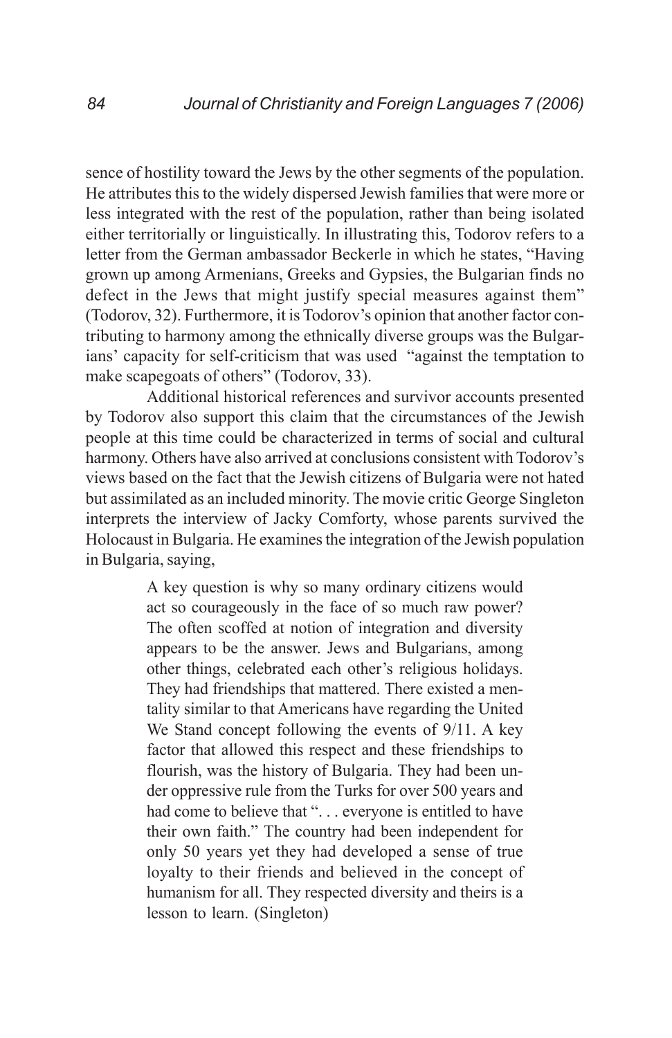sence of hostility toward the Jews by the other segments of the population. He attributes this to the widely dispersed Jewish families that were more or less integrated with the rest of the population, rather than being isolated either territorially or linguistically. In illustrating this, Todorov refers to a letter from the German ambassador Beckerle in which he states, “Having grown up among Armenians, Greeks and Gypsies, the Bulgarian finds no defect in the Jews that might justify special measures against them” (Todorov, 32). Furthermore, it is Todorov’s opinion that another factor contributing to harmony among the ethnically diverse groups was the Bulgarians’ capacity for self-criticism that was used “against the temptation to make scapegoats of others” (Todorov, 33).

Additional historical references and survivor accounts presented by Todorov also support this claim that the circumstances of the Jewish people at this time could be characterized in terms of social and cultural harmony. Others have also arrived at conclusions consistent with Todorov’s views based on the fact that the Jewish citizens of Bulgaria were not hated but assimilated as an included minority. The movie critic George Singleton interprets the interview of Jacky Comforty, whose parents survived the Holocaust in Bulgaria. He examines the integration of the Jewish population in Bulgaria, saying,

> A key question is why so many ordinary citizens would act so courageously in the face of so much raw power? The often scoffed at notion of integration and diversity appears to be the answer. Jews and Bulgarians, among other things, celebrated each other’s religious holidays. They had friendships that mattered. There existed a mentality similar to that Americans have regarding the United We Stand concept following the events of 9/11. A key factor that allowed this respect and these friendships to flourish, was the history of Bulgaria. They had been under oppressive rule from the Turks for over 500 years and had come to believe that “. . . everyone is entitled to have their own faith.” The country had been independent for only 50 years yet they had developed a sense of true loyalty to their friends and believed in the concept of humanism for all. They respected diversity and theirs is a lesson to learn. (Singleton)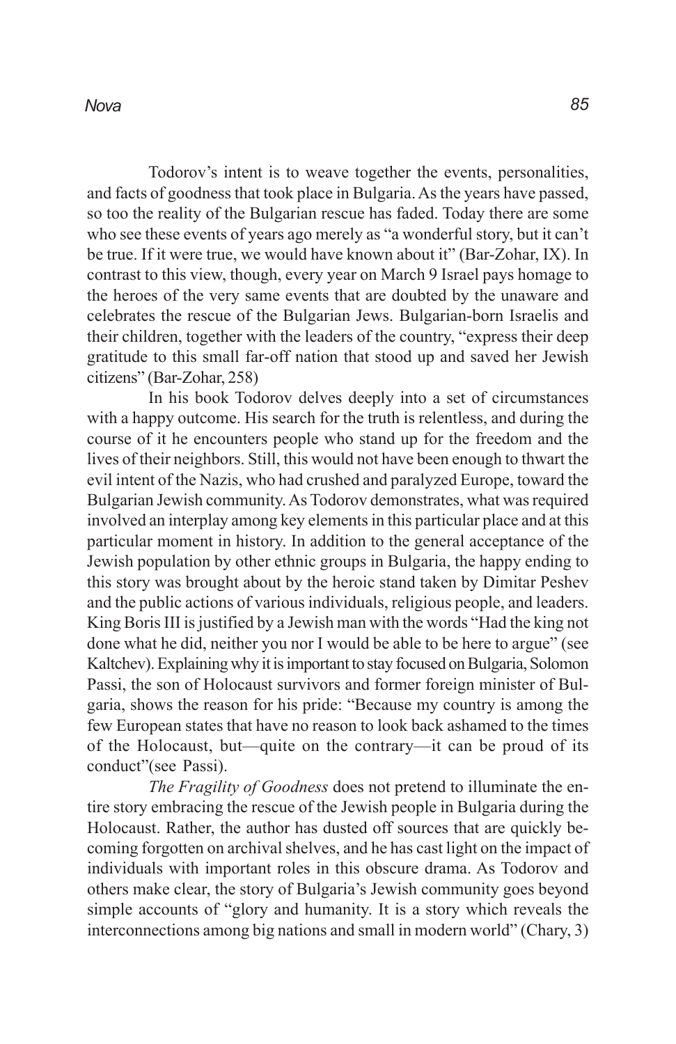Todorov's intent is to weave together the events, personalities, and facts of goodness that took place in Bulgaria. As the years have passed, so too the reality of the Bulgarian rescue has faded. Today there are some who see these events of years ago merely as "a wonderful story, but it can't be true. If it were true, we would have known about it" (Bar-Zohar, IX). In contrast to this view, though, every year on March 9 Israel pays homage to the heroes of the very same events that are doubted by the unaware and celebrates the rescue of the Bulgarian Jews. Bulgarian-born Israelis and their children, together with the leaders of the country, "express their deep gratitude to this small far-off nation that stood up and saved her Jewish citizens" (Bar-Zohar, 258)

In his book Todorov delves deeply into a set of circumstances with a happy outcome. His search for the truth is relentless, and during the course of it he encounters people who stand up for the freedom and the lives of their neighbors. Still, this would not have been enough to thwart the evil intent of the Nazis, who had crushed and paralyzed Europe, toward the Bulgarian Jewish community. As Todorov demonstrates, what was required involved an interplay among key elements in this particular place and at this particular moment in history. In addition to the general acceptance of the Jewish population by other ethnic groups in Bulgaria, the happy ending to this story was brought about by the heroic stand taken by Dimitar Peshev and the public actions of various individuals, religious people, and leaders. King Boris III is justified by a Jewish man with the words "Had the king not done what he did, neither you nor I would be able to be here to argue" (see Kaltchev). Explaining why it is important to stay focused on Bulgaria, Solomon Passi, the son of Holocaust survivors and former foreign minister of Bulgaria, shows the reason for his pride: "Because my country is among the few European states that have no reason to look back ashamed to the times of the Holocaust, but—quite on the contrary—it can be proud of its conduct"(see Passi).

*The Fragility of Goodness* does not pretend to illuminate the entire story embracing the rescue of the Jewish people in Bulgaria during the Holocaust. Rather, the author has dusted off sources that are quickly becoming forgotten on archival shelves, and he has cast light on the impact of individuals with important roles in this obscure drama. As Todorov and others make clear, the story of Bulgaria's Jewish community goes beyond simple accounts of "glory and humanity. It is a story which reveals the interconnections among big nations and small in modern world" (Chary, 3)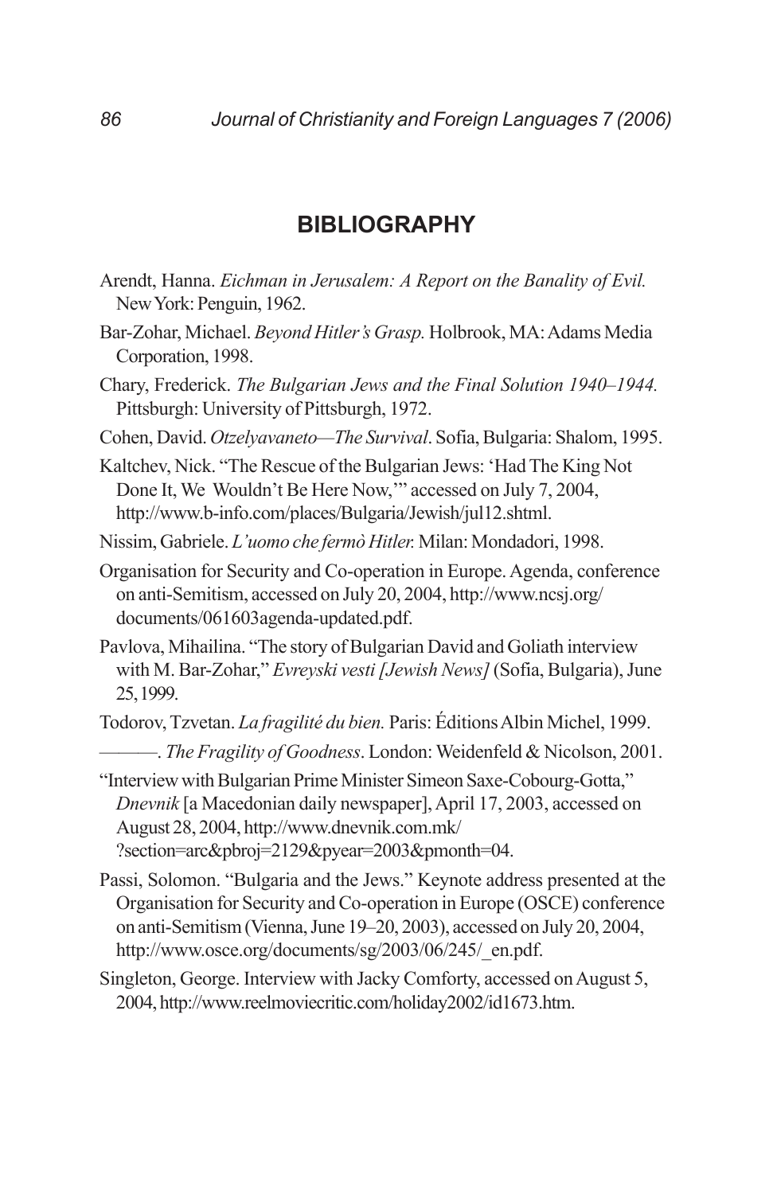## BIBLIOGRAPHY

Arendt, Hanna. *Eichman in Jerusalem: A Report on the Banality of Evil.* New York: Penguin, 1962.

Bar-Zohar, Michael. *Beyond Hitler's Grasp.* Holbrook, MA: Adams Media Corporation, 1998.

Chary, Frederick. *The Bulgarian Jews and the Final Solution 1940–1944.* Pittsburgh: University of Pittsburgh, 1972.

Cohen, David. *Otzelyavaneto—The Survival*. Sofia, Bulgaria: Shalom, 1995.

Kaltchev, Nick. "The Rescue of the Bulgarian Jews: 'Had The King Not Done It, We Wouldn't Be Here Now,'" accessed on July 7, 2004, http://www.b-info.com/places/Bulgaria/Jewish/jul12.shtml.

Nissim, Gabriele. *L'uomo che fermò Hitler.* Milan: Mondadori, 1998.

Organisation for Security and Co-operation in Europe. Agenda, conference on anti-Semitism, accessed on July 20, 2004, http://www.ncsj.org/documents/061603agenda-updated.pdf.

Pavlova, Mihailina. "The story of Bulgarian David and Goliath interview with M. Bar-Zohar," *Evreyski vesti [Jewish News]* (Sofia, Bulgaria), June 25, 1999.

Todorov, Tzvetan. *La fragilité du bien.* Paris: Éditions Albin Michel, 1999.

———. *The Fragility of Goodness*. London: Weidenfeld & Nicolson, 2001.

"Interview with Bulgarian Prime Minister Simeon Saxe-Cobourg-Gotta," *Dnevnik* [a Macedonian daily newspaper], April 17, 2003, accessed on August 28, 2004, http://www.dnevnik.com.mk/?section=arc&pbroj=2129&pyear=2003&pmonth=04.

Passi, Solomon. "Bulgaria and the Jews." Keynote address presented at the Organisation for Security and Co-operation in Europe (OSCE) conference on anti-Semitism (Vienna, June 19–20, 2003), accessed on July 20, 2004, http://www.osce.org/documents/sg/2003/06/245/_en.pdf.

Singleton, George. Interview with Jacky Comforty, accessed on August 5, 2004, http://www.reelmoviecritic.com/holiday2002/id1673.htm.